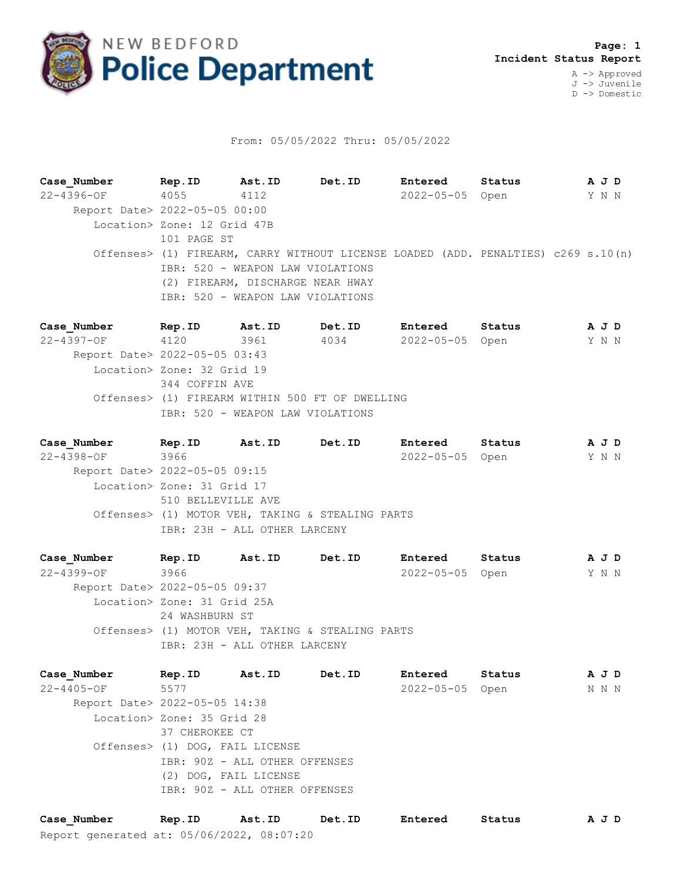# NEW BEDFORD Police Department

**Incident Status Report**

A -> Approved
J -> Juvenile
D -> Domestic

From: 05/05/2022 Thru: 05/05/2022

| Case_Number | Rep.ID | Ast.ID | Det.ID | Entered | Status | A J D |
|---|---|---|---|---|---|---|
| 22-4396-OF | 4055 | 4112 | | 2022-05-05 | Open | Y N N |

Report Date> 2022-05-05 00:00
Location> Zone: 12 Grid 47B
101 PAGE ST
Offenses> (1) FIREARM, CARRY WITHOUT LICENSE LOADED (ADD. PENALTIES) c269 s.10(n)
IBR: 520 - WEAPON LAW VIOLATIONS
(2) FIREARM, DISCHARGE NEAR HWAY
IBR: 520 - WEAPON LAW VIOLATIONS

| Case_Number | Rep.ID | Ast.ID | Det.ID | Entered | Status | A J D |
|---|---|---|---|---|---|---|
| 22-4397-OF | 4120 | 3961 | 4034 | 2022-05-05 | Open | Y N N |

Report Date> 2022-05-05 03:43
Location> Zone: 32 Grid 19
344 COFFIN AVE
Offenses> (1) FIREARM WITHIN 500 FT OF DWELLING
IBR: 520 - WEAPON LAW VIOLATIONS

| Case_Number | Rep.ID | Ast.ID | Det.ID | Entered | Status | A J D |
|---|---|---|---|---|---|---|
| 22-4398-OF | 3966 | | | 2022-05-05 | Open | Y N N |

Report Date> 2022-05-05 09:15
Location> Zone: 31 Grid 17
510 BELLEVILLE AVE
Offenses> (1) MOTOR VEH, TAKING & STEALING PARTS
IBR: 23H - ALL OTHER LARCENY

| Case_Number | Rep.ID | Ast.ID | Det.ID | Entered | Status | A J D |
|---|---|---|---|---|---|---|
| 22-4399-OF | 3966 | | | 2022-05-05 | Open | Y N N |

Report Date> 2022-05-05 09:37
Location> Zone: 31 Grid 25A
24 WASHBURN ST
Offenses> (1) MOTOR VEH, TAKING & STEALING PARTS
IBR: 23H - ALL OTHER LARCENY

| Case_Number | Rep.ID | Ast.ID | Det.ID | Entered | Status | A J D |
|---|---|---|---|---|---|---|
| 22-4405-OF | 5577 | | | 2022-05-05 | Open | N N N |

Report Date> 2022-05-05 14:38
Location> Zone: 35 Grid 28
37 CHEROKEE CT
Offenses> (1) DOG, FAIL LICENSE
IBR: 90Z - ALL OTHER OFFENSES
(2) DOG, FAIL LICENSE
IBR: 90Z - ALL OTHER OFFENSES

| Case_Number | Rep.ID | Ast.ID | Det.ID | Entered | Status | A J D |
|---|---|---|---|---|---|---|

Report generated at: 05/06/2022, 08:07:20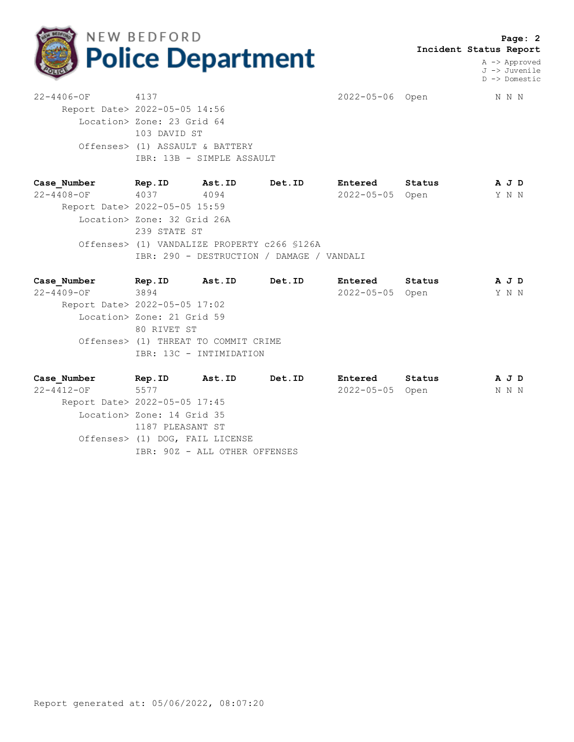NEW BEDFORD
# Police Department

**Page: 2**
**Incident Status Report**

A -> Approved
J -> Juvenile
D -> Domestic

22-4406-OF 4137 2022-05-06 Open N N N
Report Date> 2022-05-05 14:56
Location> Zone: 23 Grid 64
103 DAVID ST
Offenses> (1) ASSAULT & BATTERY
IBR: 13B - SIMPLE ASSAULT

| Case_Number | Rep.ID | Ast.ID | Det.ID | Entered | Status | A J D |
|---|---|---|---|---|---|---|
| 22-4408-OF | 4037 | 4094 | | 2022-05-05 | Open | Y N N |

Report Date> 2022-05-05 15:59
Location> Zone: 32 Grid 26A
239 STATE ST
Offenses> (1) VANDALIZE PROPERTY c266 §126A
IBR: 290 - DESTRUCTION / DAMAGE / VANDALI

| Case_Number | Rep.ID | Ast.ID | Det.ID | Entered | Status | A J D |
|---|---|---|---|---|---|---|
| 22-4409-OF | 3894 | | | 2022-05-05 | Open | Y N N |

Report Date> 2022-05-05 17:02
Location> Zone: 21 Grid 59
80 RIVET ST
Offenses> (1) THREAT TO COMMIT CRIME
IBR: 13C - INTIMIDATION

| Case_Number | Rep.ID | Ast.ID | Det.ID | Entered | Status | A J D |
|---|---|---|---|---|---|---|
| 22-4412-OF | 5577 | | | 2022-05-05 | Open | N N N |

Report Date> 2022-05-05 17:45
Location> Zone: 14 Grid 35
1187 PLEASANT ST
Offenses> (1) DOG, FAIL LICENSE
IBR: 90Z - ALL OTHER OFFENSES

Report generated at: 05/06/2022, 08:07:20